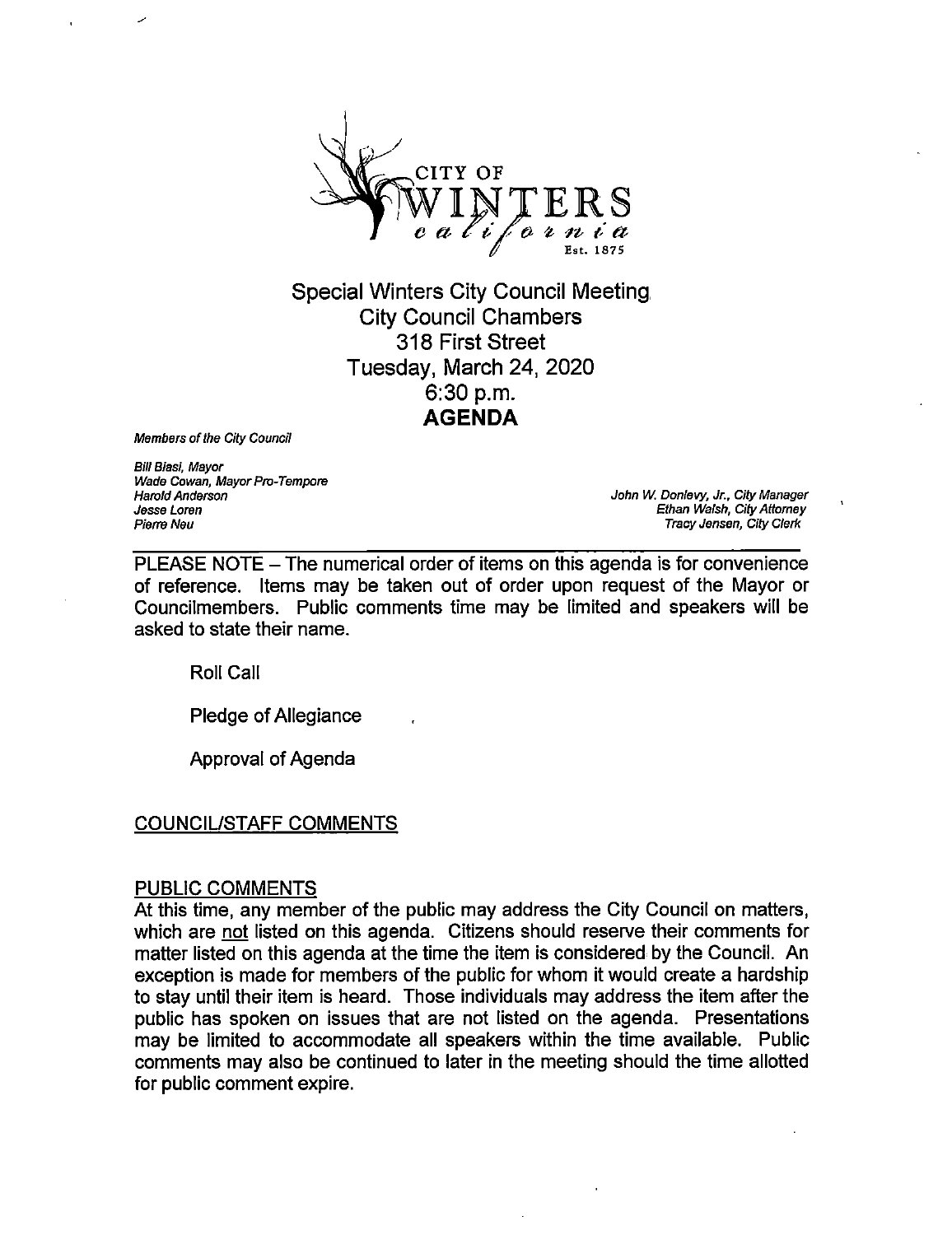CITY OF WINTERS california Est. 1875

# Special Winters City Council Meeting
## City Council Chambers
## 318 First Street
## Tuesday, March 24, 2020
## 6:30 p.m.
## **AGENDA**

*Members of the City Council*

*Bill Biasi, Mayor*
*Wade Cowan, Mayor Pro-Tempore*
*Harold Anderson*
*Jesse Loren*
*Pierre Neu*

*John W. Donlevy, Jr., City Manager*
*Ethan Walsh, City Attorney*
*Tracy Jensen, City Clerk*

---

PLEASE NOTE – The numerical order of items on this agenda is for convenience of reference. Items may be taken out of order upon request of the Mayor or Councilmembers. Public comments time may be limited and speakers will be asked to state their name.

Roll Call

Pledge of Allegiance

Approval of Agenda

COUNCIL/STAFF COMMENTS

PUBLIC COMMENTS

At this time, any member of the public may address the City Council on matters, which are not listed on this agenda. Citizens should reserve their comments for matter listed on this agenda at the time the item is considered by the Council. An exception is made for members of the public for whom it would create a hardship to stay until their item is heard. Those individuals may address the item after the public has spoken on issues that are not listed on the agenda. Presentations may be limited to accommodate all speakers within the time available. Public comments may also be continued to later in the meeting should the time allotted for public comment expire.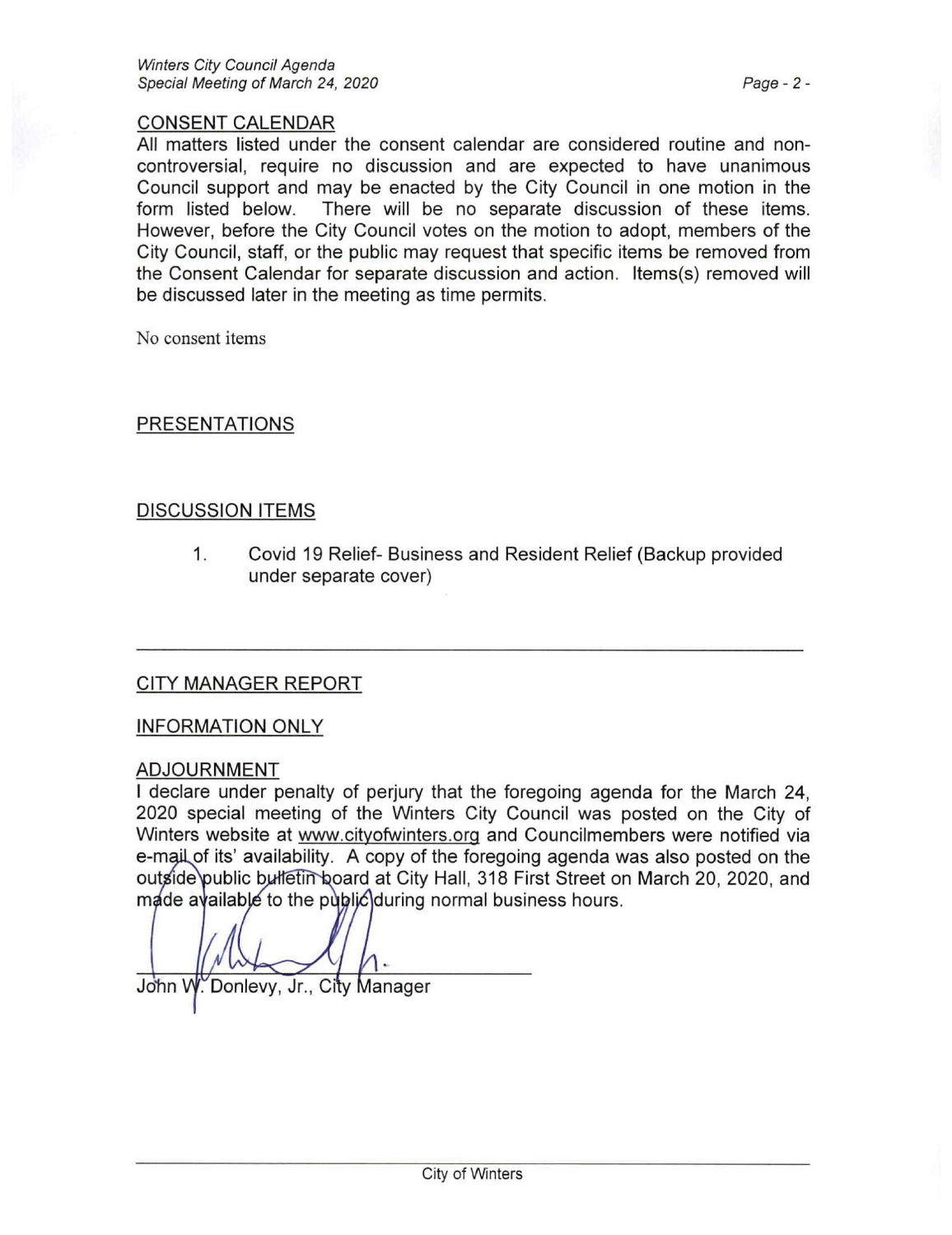## CONSENT CALENDAR

All matters listed under the consent calendar are considered routine and non-controversial, require no discussion and are expected to have unanimous Council support and may be enacted by the City Council in one motion in the form listed below. There will be no separate discussion of these items. However, before the City Council votes on the motion to adopt, members of the City Council, staff, or the public may request that specific items be removed from the Consent Calendar for separate discussion and action. Items(s) removed will be discussed later in the meeting as time permits.

No consent items

## PRESENTATIONS

## DISCUSSION ITEMS

1. Covid 19 Relief- Business and Resident Relief (Backup provided under separate cover)

---

## CITY MANAGER REPORT

## INFORMATION ONLY

## ADJOURNMENT

I declare under penalty of perjury that the foregoing agenda for the March 24, 2020 special meeting of the Winters City Council was posted on the City of Winters website at www.cityofwinters.org and Councilmembers were notified via e-mail of its' availability. A copy of the foregoing agenda was also posted on the outside public bulletin board at City Hall, 318 First Street on March 20, 2020, and made available to the public during normal business hours.

John W. Donlevy, Jr., City Manager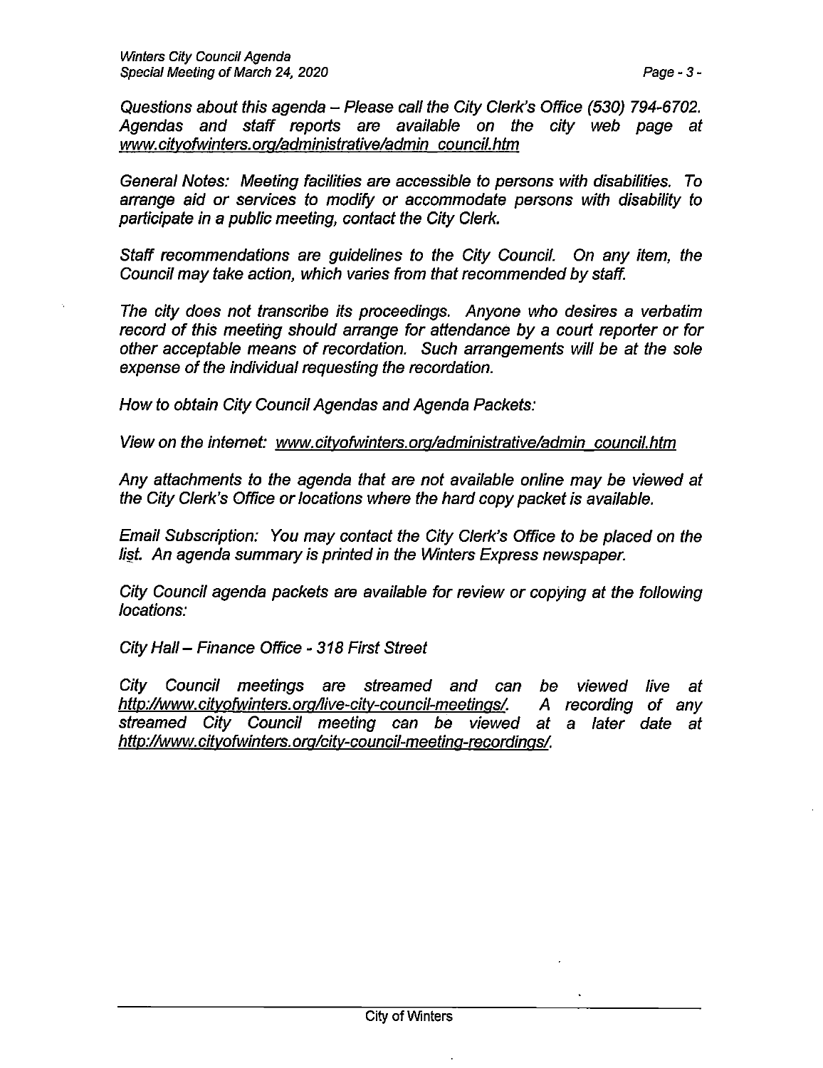*Questions about this agenda – Please call the City Clerk's Office (530) 794-6702. Agendas and staff reports are available on the city web page at www.cityofwinters.org/administrative/admin_council.htm*

*General Notes: Meeting facilities are accessible to persons with disabilities. To arrange aid or services to modify or accommodate persons with disability to participate in a public meeting, contact the City Clerk.*

*Staff recommendations are guidelines to the City Council. On any item, the Council may take action, which varies from that recommended by staff.*

*The city does not transcribe its proceedings. Anyone who desires a verbatim record of this meeting should arrange for attendance by a court reporter or for other acceptable means of recordation. Such arrangements will be at the sole expense of the individual requesting the recordation.*

*How to obtain City Council Agendas and Agenda Packets:*

*View on the internet: www.cityofwinters.org/administrative/admin_council.htm*

*Any attachments to the agenda that are not available online may be viewed at the City Clerk's Office or locations where the hard copy packet is available.*

*Email Subscription: You may contact the City Clerk's Office to be placed on the list. An agenda summary is printed in the Winters Express newspaper.*

*City Council agenda packets are available for review or copying at the following locations:*

*City Hall – Finance Office - 318 First Street*

*City Council meetings are streamed and can be viewed live at http://www.cityofwinters.org/live-city-council-meetings/. A recording of any streamed City Council meeting can be viewed at a later date at http://www.cityofwinters.org/city-council-meeting-recordings/.*